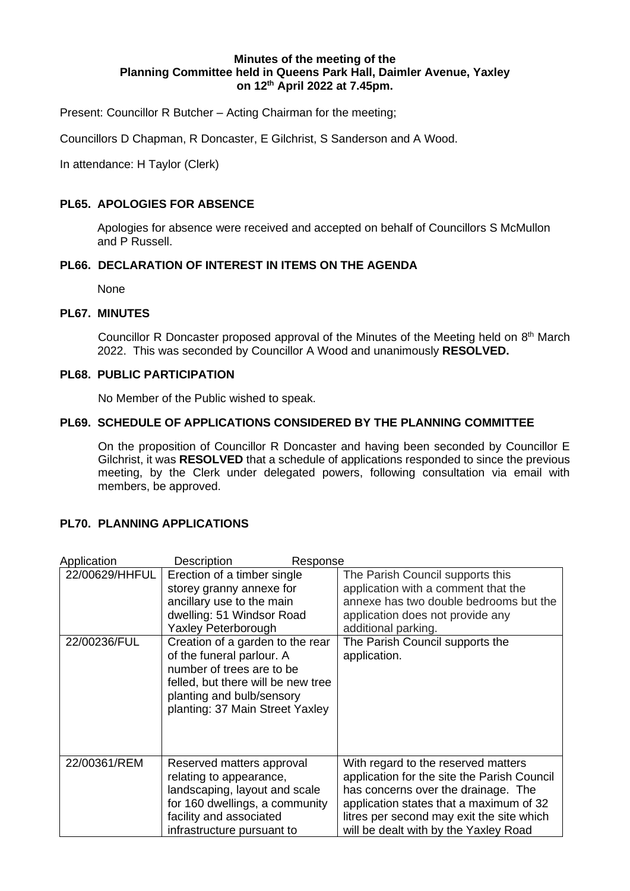**Minutes of the meeting of the**
**Planning Committee held in Queens Park Hall, Daimler Avenue, Yaxley**
**on 12th April 2022 at 7.45pm.**

Present: Councillor R Butcher – Acting Chairman for the meeting;

Councillors D Chapman, R Doncaster, E Gilchrist, S Sanderson and A Wood.

In attendance: H Taylor (Clerk)

## PL65. APOLOGIES FOR ABSENCE

Apologies for absence were received and accepted on behalf of Councillors S McMullon and P Russell.

## PL66. DECLARATION OF INTEREST IN ITEMS ON THE AGENDA

None

## PL67. MINUTES

Councillor R Doncaster proposed approval of the Minutes of the Meeting held on 8th March 2022. This was seconded by Councillor A Wood and unanimously **RESOLVED.**

## PL68. PUBLIC PARTICIPATION

No Member of the Public wished to speak.

## PL69. SCHEDULE OF APPLICATIONS CONSIDERED BY THE PLANNING COMMITTEE

On the proposition of Councillor R Doncaster and having been seconded by Councillor E Gilchrist, it was **RESOLVED** that a schedule of applications responded to since the previous meeting, by the Clerk under delegated powers, following consultation via email with members, be approved.

## PL70. PLANNING APPLICATIONS

| Application | Description | Response |
|---|---|---|
| 22/00629/HHFUL | Erection of a timber single storey granny annexe for ancillary use to the main dwelling: 51 Windsor Road Yaxley Peterborough | The Parish Council supports this application with a comment that the annexe has two double bedrooms but the application does not provide any additional parking. |
| 22/00236/FUL | Creation of a garden to the rear of the funeral parlour. A number of trees are to be felled, but there will be new tree planting and bulb/sensory planting: 37 Main Street Yaxley | The Parish Council supports the application. |
| 22/00361/REM | Reserved matters approval relating to appearance, landscaping, layout and scale for 160 dwellings, a community facility and associated infrastructure pursuant to | With regard to the reserved matters application for the site the Parish Council has concerns over the drainage. The application states that a maximum of 32 litres per second may exit the site which will be dealt with by the Yaxley Road |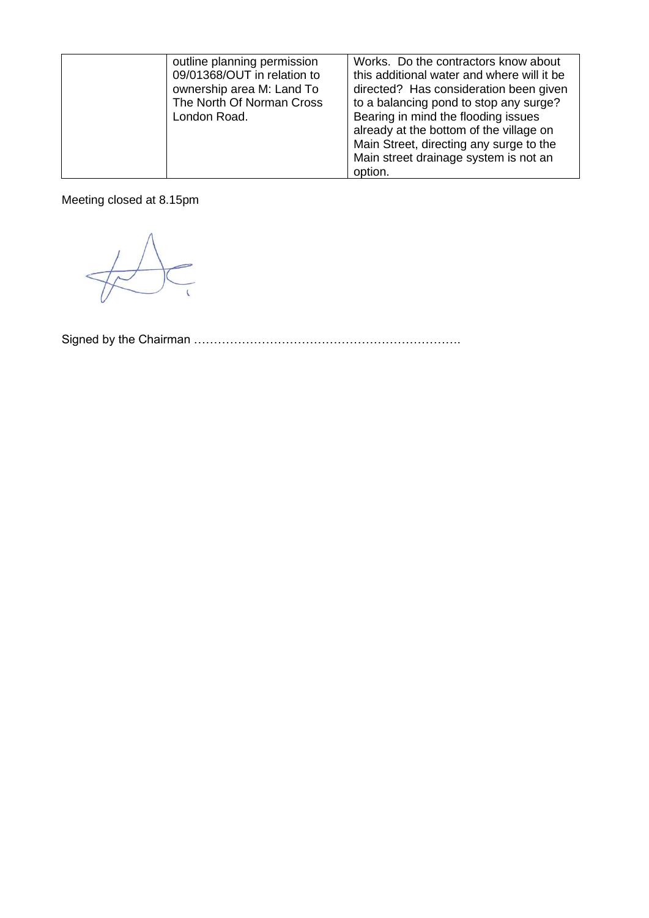| | | |
|---|---|---|
| | outline planning permission 09/01368/OUT in relation to ownership area M: Land To The North Of Norman Cross London Road. | Works. Do the contractors know about this additional water and where will it be directed? Has consideration been given to a balancing pond to stop any surge? Bearing in mind the flooding issues already at the bottom of the village on Main Street, directing any surge to the Main street drainage system is not an option. |

Meeting closed at 8.15pm

Signed by the Chairman ………………………………………………………….